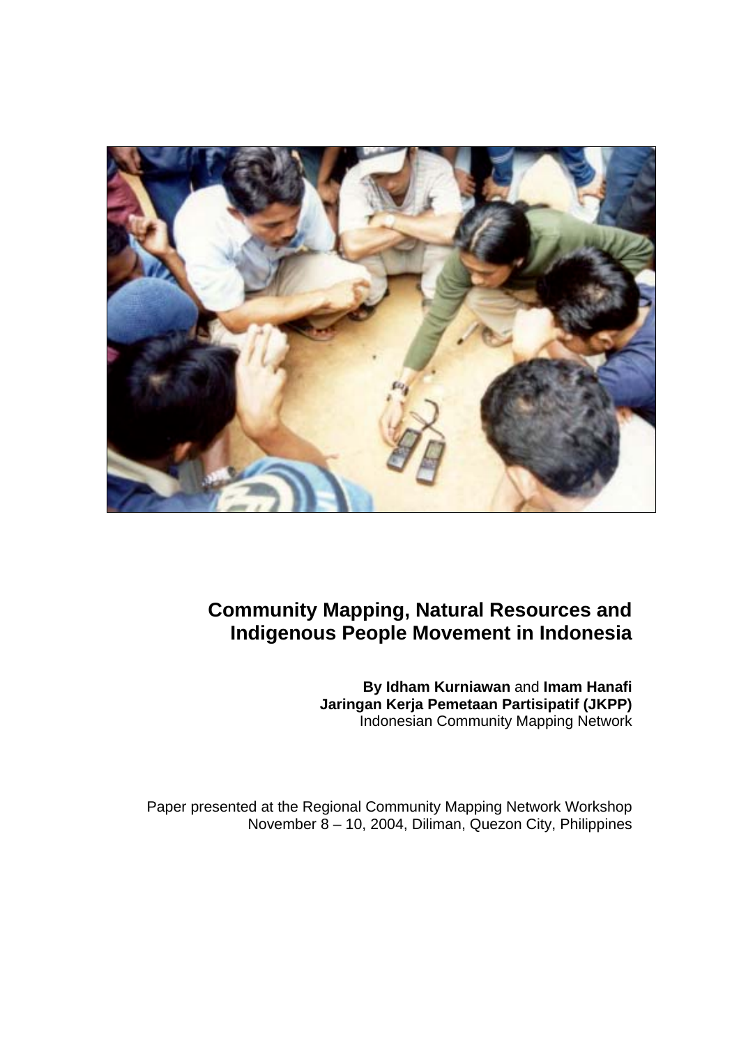# Community Mapping, Natural Resources and Indigenous People Movement in Indonesia

**By Idham Kurniawan** and **Imam Hanafi**
**Jaringan Kerja Pemetaan Partisipatif (JKPP)**
Indonesian Community Mapping Network

Paper presented at the Regional Community Mapping Network Workshop
November 8 – 10, 2004, Diliman, Quezon City, Philippines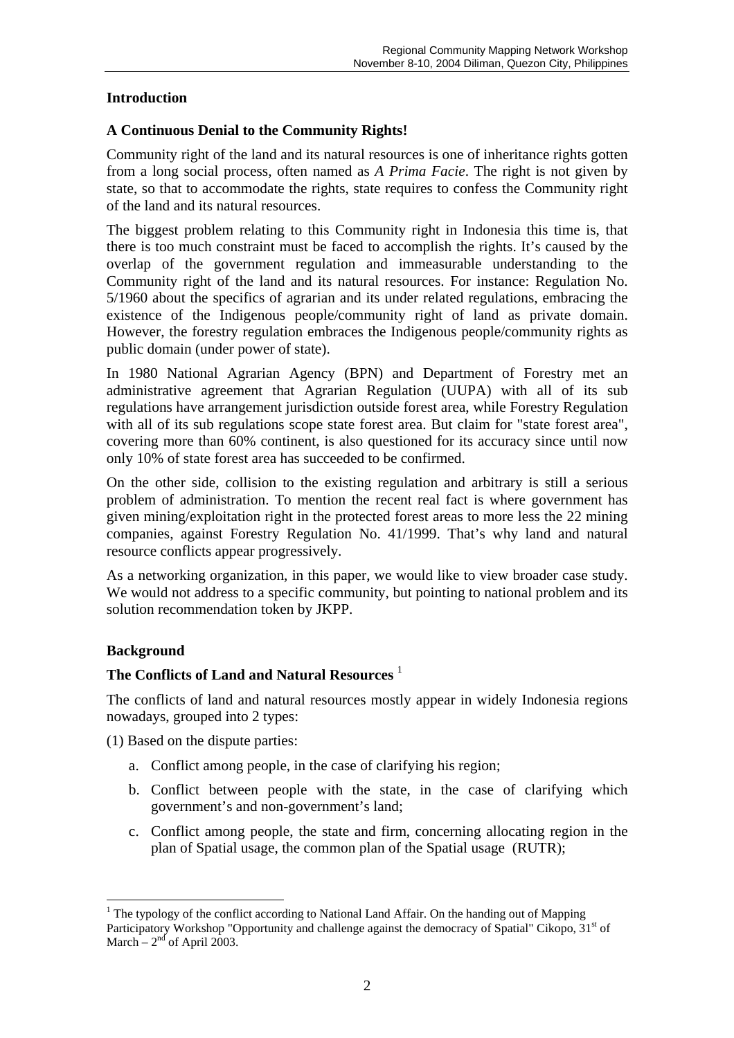## Introduction

### A Continuous Denial to the Community Rights!

Community right of the land and its natural resources is one of inheritance rights gotten from a long social process, often named as *A Prima Facie*. The right is not given by state, so that to accommodate the rights, state requires to confess the Community right of the land and its natural resources.

The biggest problem relating to this Community right in Indonesia this time is, that there is too much constraint must be faced to accomplish the rights. It's caused by the overlap of the government regulation and immeasurable understanding to the Community right of the land and its natural resources. For instance: Regulation No. 5/1960 about the specifics of agrarian and its under related regulations, embracing the existence of the Indigenous people/community right of land as private domain. However, the forestry regulation embraces the Indigenous people/community rights as public domain (under power of state).

In 1980 National Agrarian Agency (BPN) and Department of Forestry met an administrative agreement that Agrarian Regulation (UUPA) with all of its sub regulations have arrangement jurisdiction outside forest area, while Forestry Regulation with all of its sub regulations scope state forest area. But claim for "state forest area", covering more than 60% continent, is also questioned for its accuracy since until now only 10% of state forest area has succeeded to be confirmed.

On the other side, collision to the existing regulation and arbitrary is still a serious problem of administration. To mention the recent real fact is where government has given mining/exploitation right in the protected forest areas to more less the 22 mining companies, against Forestry Regulation No. 41/1999. That's why land and natural resource conflicts appear progressively.

As a networking organization, in this paper, we would like to view broader case study. We would not address to a specific community, but pointing to national problem and its solution recommendation token by JKPP.

## Background

### The Conflicts of Land and Natural Resources [1]

The conflicts of land and natural resources mostly appear in widely Indonesia regions nowadays, grouped into 2 types:

(1) Based on the dispute parties:

a. Conflict among people, in the case of clarifying his region;

b. Conflict between people with the state, in the case of clarifying which government's and non-government's land;

c. Conflict among people, the state and firm, concerning allocating region in the plan of Spatial usage, the common plan of the Spatial usage (RUTR);

---

[1] The typology of the conflict according to National Land Affair. On the handing out of Mapping Participatory Workshop "Opportunity and challenge against the democracy of Spatial" Cikopo, 31st of March – 2nd of April 2003.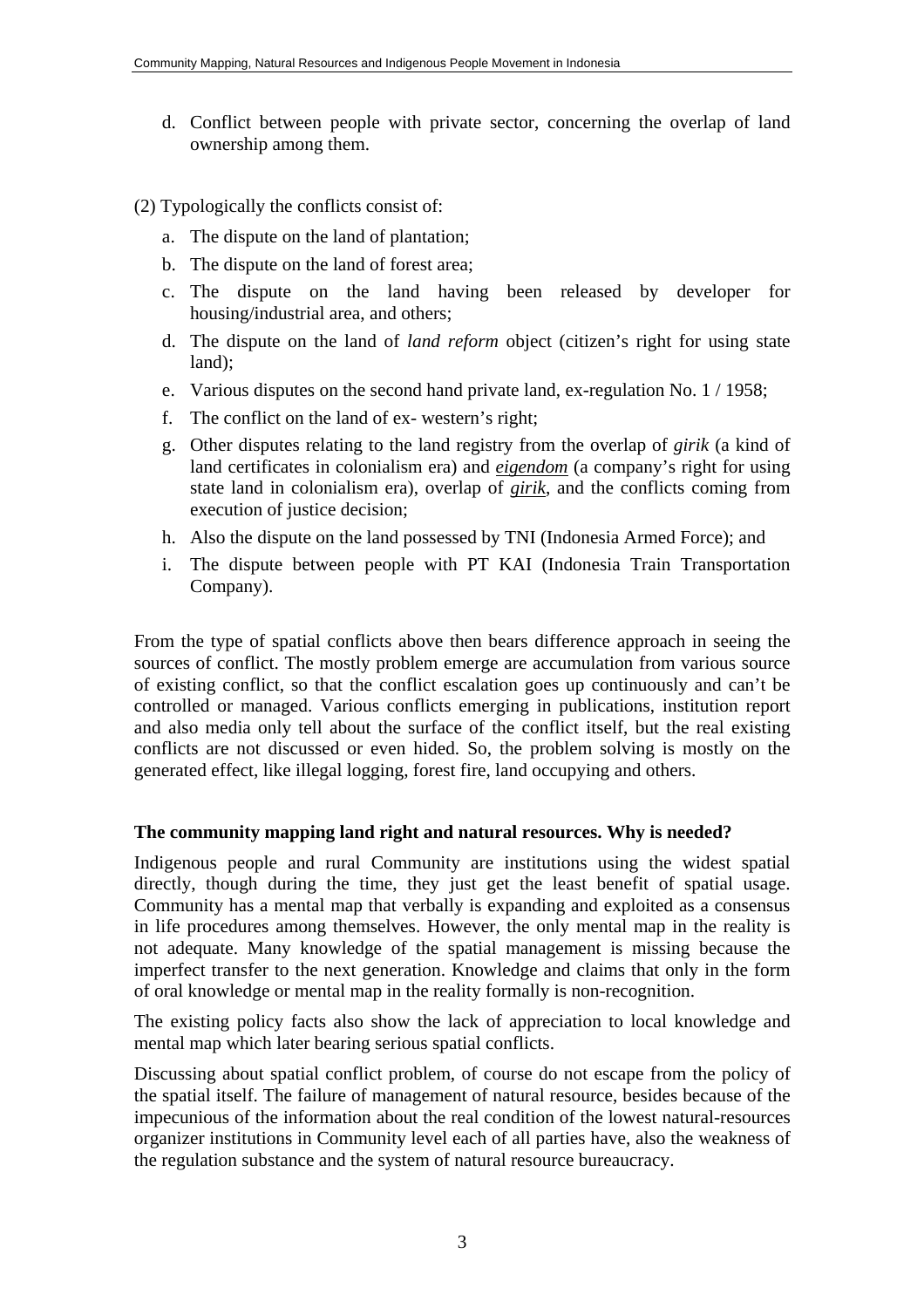d. Conflict between people with private sector, concerning the overlap of land ownership among them.

(2) Typologically the conflicts consist of:

a. The dispute on the land of plantation;
b. The dispute on the land of forest area;
c. The dispute on the land having been released by developer for housing/industrial area, and others;
d. The dispute on the land of *land reform* object (citizen's right for using state land);
e. Various disputes on the second hand private land, ex-regulation No. 1 / 1958;
f. The conflict on the land of ex- western's right;
g. Other disputes relating to the land registry from the overlap of *girik* (a kind of land certificates in colonialism era) and *eigendom* (a company's right for using state land in colonialism era), overlap of *girik*, and the conflicts coming from execution of justice decision;
h. Also the dispute on the land possessed by TNI (Indonesia Armed Force); and
i. The dispute between people with PT KAI (Indonesia Train Transportation Company).

From the type of spatial conflicts above then bears difference approach in seeing the sources of conflict. The mostly problem emerge are accumulation from various source of existing conflict, so that the conflict escalation goes up continuously and can't be controlled or managed. Various conflicts emerging in publications, institution report and also media only tell about the surface of the conflict itself, but the real existing conflicts are not discussed or even hided. So, the problem solving is mostly on the generated effect, like illegal logging, forest fire, land occupying and others.

**The community mapping land right and natural resources. Why is needed?**

Indigenous people and rural Community are institutions using the widest spatial directly, though during the time, they just get the least benefit of spatial usage. Community has a mental map that verbally is expanding and exploited as a consensus in life procedures among themselves. However, the only mental map in the reality is not adequate. Many knowledge of the spatial management is missing because the imperfect transfer to the next generation. Knowledge and claims that only in the form of oral knowledge or mental map in the reality formally is non-recognition.

The existing policy facts also show the lack of appreciation to local knowledge and mental map which later bearing serious spatial conflicts.

Discussing about spatial conflict problem, of course do not escape from the policy of the spatial itself. The failure of management of natural resource, besides because of the impecunious of the information about the real condition of the lowest natural-resources organizer institutions in Community level each of all parties have, also the weakness of the regulation substance and the system of natural resource bureaucracy.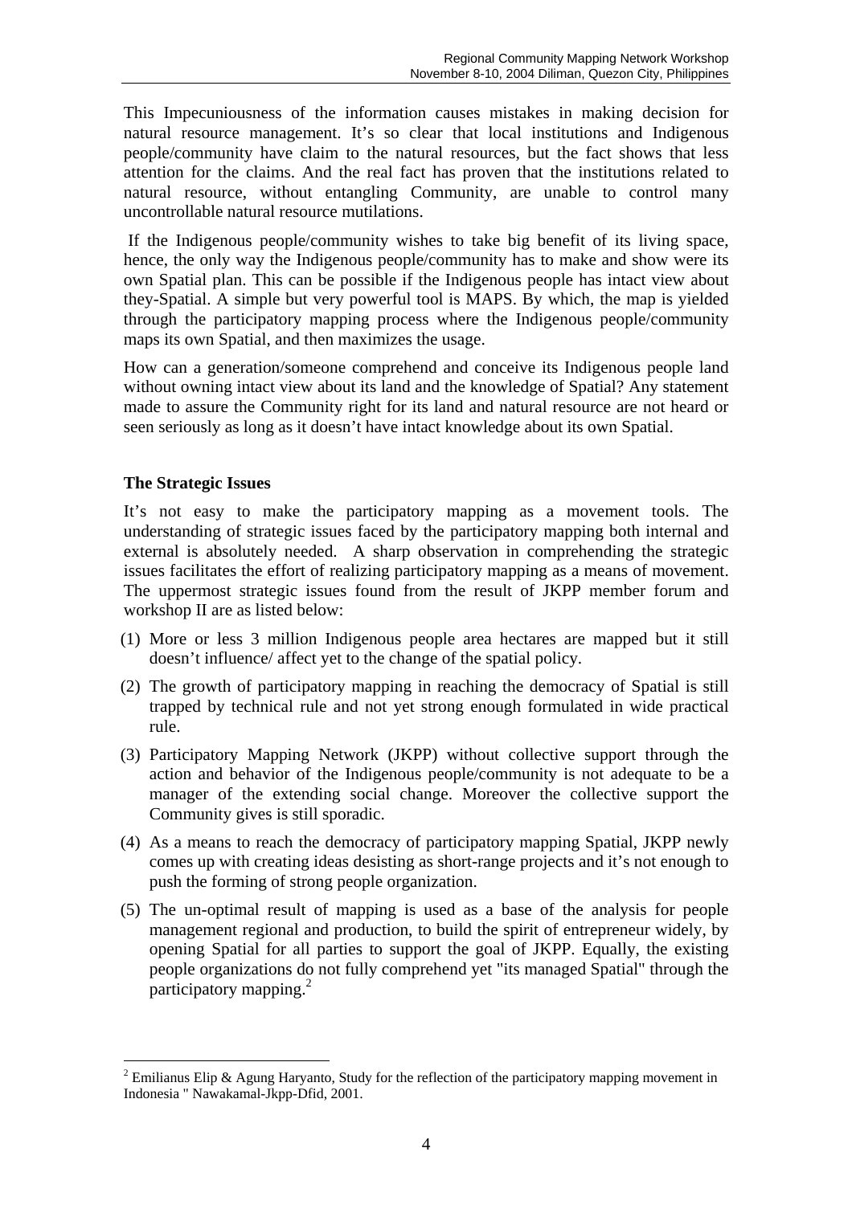This Impecuniousness of the information causes mistakes in making decision for natural resource management. It's so clear that local institutions and Indigenous people/community have claim to the natural resources, but the fact shows that less attention for the claims. And the real fact has proven that the institutions related to natural resource, without entangling Community, are unable to control many uncontrollable natural resource mutilations.

If the Indigenous people/community wishes to take big benefit of its living space, hence, the only way the Indigenous people/community has to make and show were its own Spatial plan. This can be possible if the Indigenous people has intact view about they-Spatial. A simple but very powerful tool is MAPS. By which, the map is yielded through the participatory mapping process where the Indigenous people/community maps its own Spatial, and then maximizes the usage.

How can a generation/someone comprehend and conceive its Indigenous people land without owning intact view about its land and the knowledge of Spatial? Any statement made to assure the Community right for its land and natural resource are not heard or seen seriously as long as it doesn't have intact knowledge about its own Spatial.

### The Strategic Issues

It's not easy to make the participatory mapping as a movement tools. The understanding of strategic issues faced by the participatory mapping both internal and external is absolutely needed. A sharp observation in comprehending the strategic issues facilitates the effort of realizing participatory mapping as a means of movement. The uppermost strategic issues found from the result of JKPP member forum and workshop II are as listed below:

(1) More or less 3 million Indigenous people area hectares are mapped but it still doesn't influence/ affect yet to the change of the spatial policy.

(2) The growth of participatory mapping in reaching the democracy of Spatial is still trapped by technical rule and not yet strong enough formulated in wide practical rule.

(3) Participatory Mapping Network (JKPP) without collective support through the action and behavior of the Indigenous people/community is not adequate to be a manager of the extending social change. Moreover the collective support the Community gives is still sporadic.

(4) As a means to reach the democracy of participatory mapping Spatial, JKPP newly comes up with creating ideas desisting as short-range projects and it's not enough to push the forming of strong people organization.

(5) The un-optimal result of mapping is used as a base of the analysis for people management regional and production, to build the spirit of entrepreneur widely, by opening Spatial for all parties to support the goal of JKPP. Equally, the existing people organizations do not fully comprehend yet "its managed Spatial" through the participatory mapping.[2]

---

[2] Emilianus Elip & Agung Haryanto, Study for the reflection of the participatory mapping movement in Indonesia " Nawakamal-Jkpp-Dfid, 2001.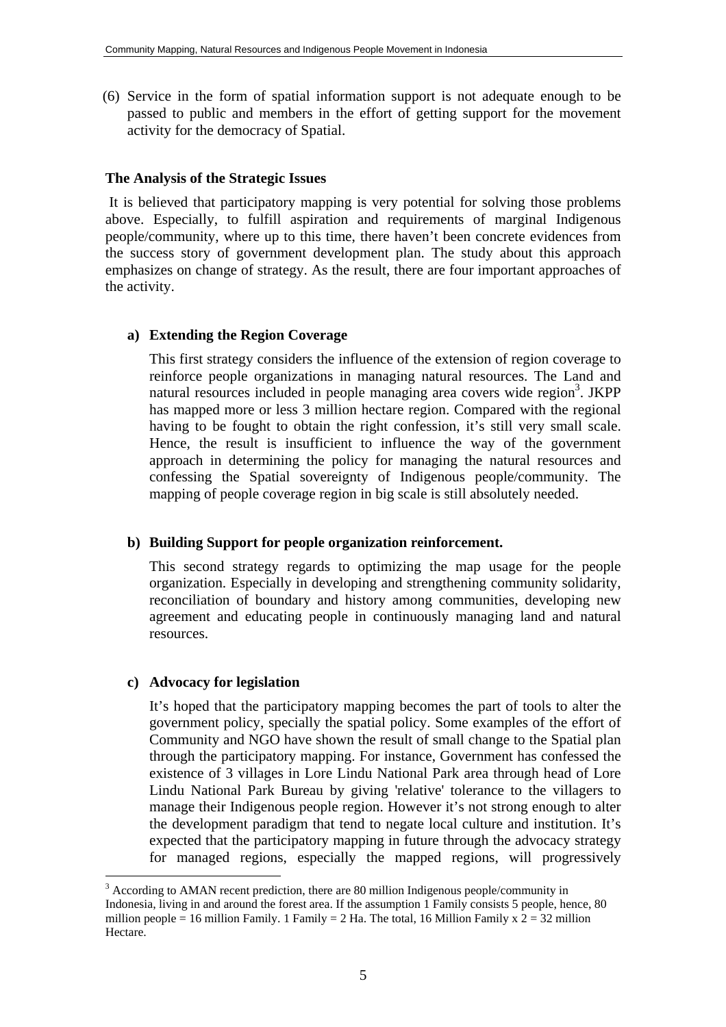(6) Service in the form of spatial information support is not adequate enough to be passed to public and members in the effort of getting support for the movement activity for the democracy of Spatial.

### The Analysis of the Strategic Issues

It is believed that participatory mapping is very potential for solving those problems above. Especially, to fulfill aspiration and requirements of marginal Indigenous people/community, where up to this time, there haven't been concrete evidences from the success story of government development plan. The study about this approach emphasizes on change of strategy. As the result, there are four important approaches of the activity.

**a) Extending the Region Coverage**

This first strategy considers the influence of the extension of region coverage to reinforce people organizations in managing natural resources. The Land and natural resources included in people managing area covers wide region[3]. JKPP has mapped more or less 3 million hectare region. Compared with the regional having to be fought to obtain the right confession, it's still very small scale. Hence, the result is insufficient to influence the way of the government approach in determining the policy for managing the natural resources and confessing the Spatial sovereignty of Indigenous people/community. The mapping of people coverage region in big scale is still absolutely needed.

**b) Building Support for people organization reinforcement.**

This second strategy regards to optimizing the map usage for the people organization. Especially in developing and strengthening community solidarity, reconciliation of boundary and history among communities, developing new agreement and educating people in continuously managing land and natural resources.

**c) Advocacy for legislation**

It's hoped that the participatory mapping becomes the part of tools to alter the government policy, specially the spatial policy. Some examples of the effort of Community and NGO have shown the result of small change to the Spatial plan through the participatory mapping. For instance, Government has confessed the existence of 3 villages in Lore Lindu National Park area through head of Lore Lindu National Park Bureau by giving 'relative' tolerance to the villagers to manage their Indigenous people region. However it's not strong enough to alter the development paradigm that tend to negate local culture and institution. It's expected that the participatory mapping in future through the advocacy strategy for managed regions, especially the mapped regions, will progressively

[3] According to AMAN recent prediction, there are 80 million Indigenous people/community in Indonesia, living in and around the forest area. If the assumption 1 Family consists 5 people, hence, 80 million people = 16 million Family. 1 Family = 2 Ha. The total, 16 Million Family x 2 = 32 million Hectare.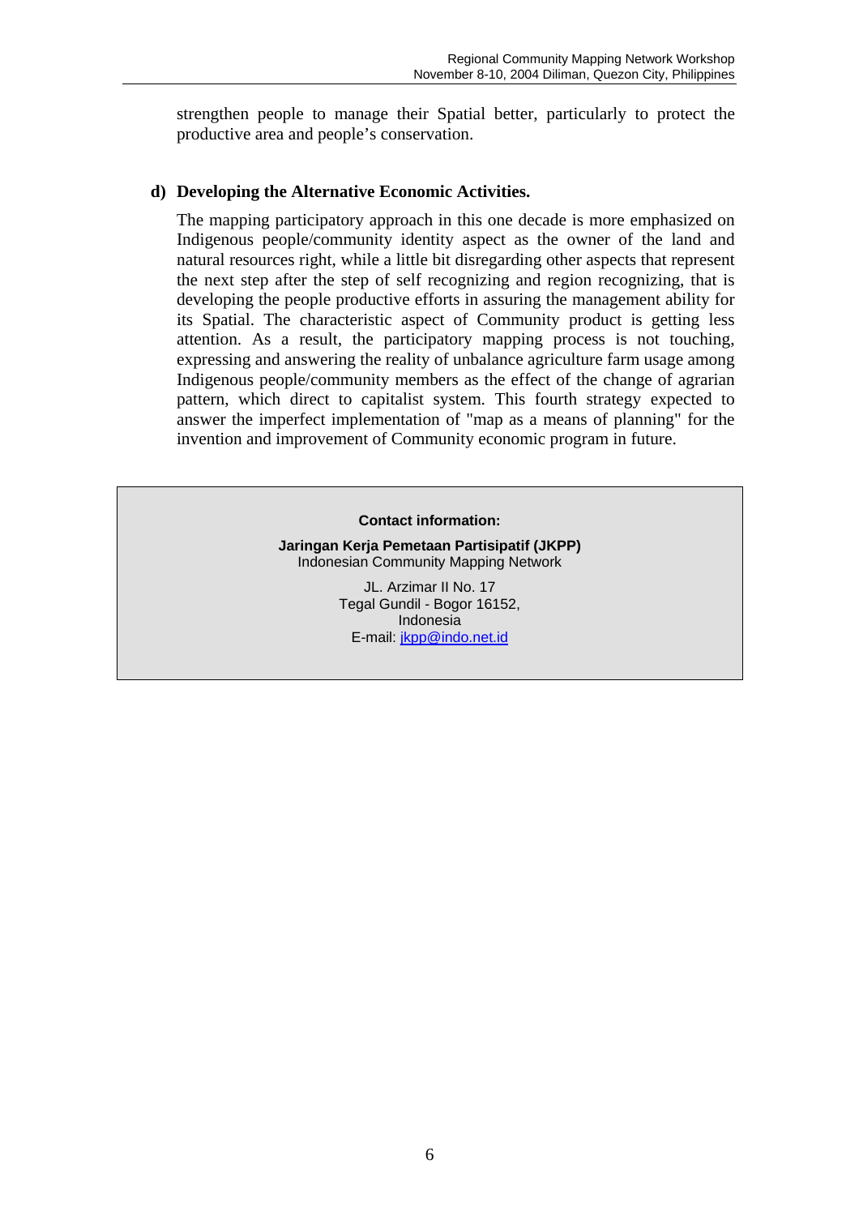strengthen people to manage their Spatial better, particularly to protect the productive area and people's conservation.

**d) Developing the Alternative Economic Activities.**

The mapping participatory approach in this one decade is more emphasized on Indigenous people/community identity aspect as the owner of the land and natural resources right, while a little bit disregarding other aspects that represent the next step after the step of self recognizing and region recognizing, that is developing the people productive efforts in assuring the management ability for its Spatial. The characteristic aspect of Community product is getting less attention. As a result, the participatory mapping process is not touching, expressing and answering the reality of unbalance agriculture farm usage among Indigenous people/community members as the effect of the change of agrarian pattern, which direct to capitalist system. This fourth strategy expected to answer the imperfect implementation of "map as a means of planning" for the invention and improvement of Community economic program in future.

**Contact information:**

**Jaringan Kerja Pemetaan Partisipatif (JKPP)**
Indonesian Community Mapping Network

JL. Arzimar II No. 17
Tegal Gundil - Bogor 16152,
Indonesia
E-mail: jkpp@indo.net.id